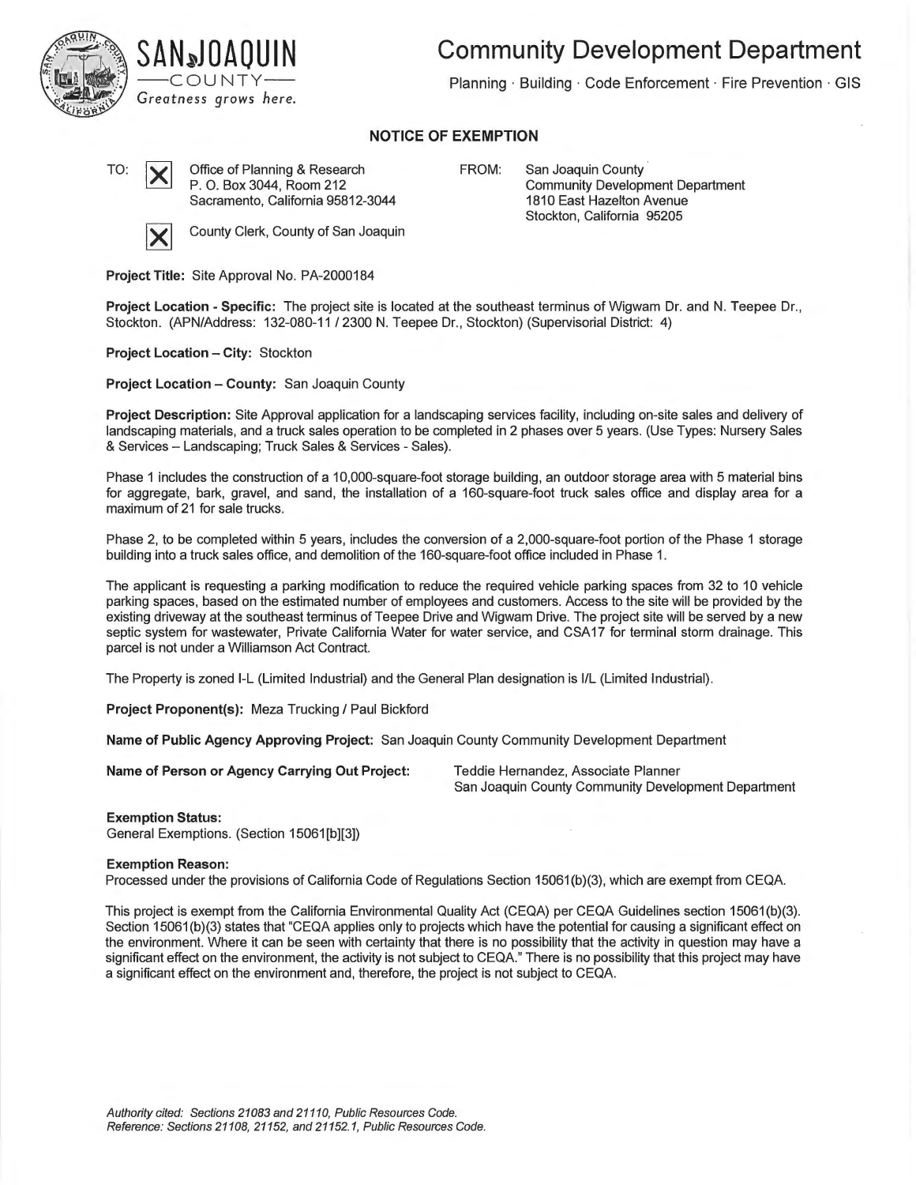SAN JOAQUIN
COUNTY
*Greatness grows here.*

# Community Development Department

Planning · Building · Code Enforcement · Fire Prevention · GIS

## NOTICE OF EXEMPTION

TO: [X] Office of Planning & Research
P. O. Box 3044, Room 212
Sacramento, California 95812-3044

[X] County Clerk, County of San Joaquin

FROM: San Joaquin County
Community Development Department
1810 East Hazelton Avenue
Stockton, California 95205

**Project Title:** Site Approval No. PA-2000184

**Project Location - Specific:** The project site is located at the southeast terminus of Wigwam Dr. and N. Teepee Dr., Stockton. (APN/Address: 132-080-11 / 2300 N. Teepee Dr., Stockton) (Supervisorial District: 4)

**Project Location – City:** Stockton

**Project Location – County:** San Joaquin County

**Project Description:** Site Approval application for a landscaping services facility, including on-site sales and delivery of landscaping materials, and a truck sales operation to be completed in 2 phases over 5 years. (Use Types: Nursery Sales & Services – Landscaping; Truck Sales & Services - Sales).

Phase 1 includes the construction of a 10,000-square-foot storage building, an outdoor storage area with 5 material bins for aggregate, bark, gravel, and sand, the installation of a 160-square-foot truck sales office and display area for a maximum of 21 for sale trucks.

Phase 2, to be completed within 5 years, includes the conversion of a 2,000-square-foot portion of the Phase 1 storage building into a truck sales office, and demolition of the 160-square-foot office included in Phase 1.

The applicant is requesting a parking modification to reduce the required vehicle parking spaces from 32 to 10 vehicle parking spaces, based on the estimated number of employees and customers. Access to the site will be provided by the existing driveway at the southeast terminus of Teepee Drive and Wigwam Drive. The project site will be served by a new septic system for wastewater, Private California Water for water service, and CSA17 for terminal storm drainage. This parcel is not under a Williamson Act Contract.

The Property is zoned I-L (Limited Industrial) and the General Plan designation is I/L (Limited Industrial).

**Project Proponent(s):** Meza Trucking / Paul Bickford

**Name of Public Agency Approving Project:** San Joaquin County Community Development Department

**Name of Person or Agency Carrying Out Project:** Teddie Hernandez, Associate Planner
San Joaquin County Community Development Department

**Exemption Status:**
General Exemptions. (Section 15061[b][3])

**Exemption Reason:**
Processed under the provisions of California Code of Regulations Section 15061(b)(3), which are exempt from CEQA.

This project is exempt from the California Environmental Quality Act (CEQA) per CEQA Guidelines section 15061(b)(3). Section 15061(b)(3) states that "CEQA applies only to projects which have the potential for causing a significant effect on the environment. Where it can be seen with certainty that there is no possibility that the activity in question may have a significant effect on the environment, the activity is not subject to CEQA." There is no possibility that this project may have a significant effect on the environment and, therefore, the project is not subject to CEQA.

*Authority cited: Sections 21083 and 21110, Public Resources Code.*
*Reference: Sections 21108, 21152, and 21152.1, Public Resources Code.*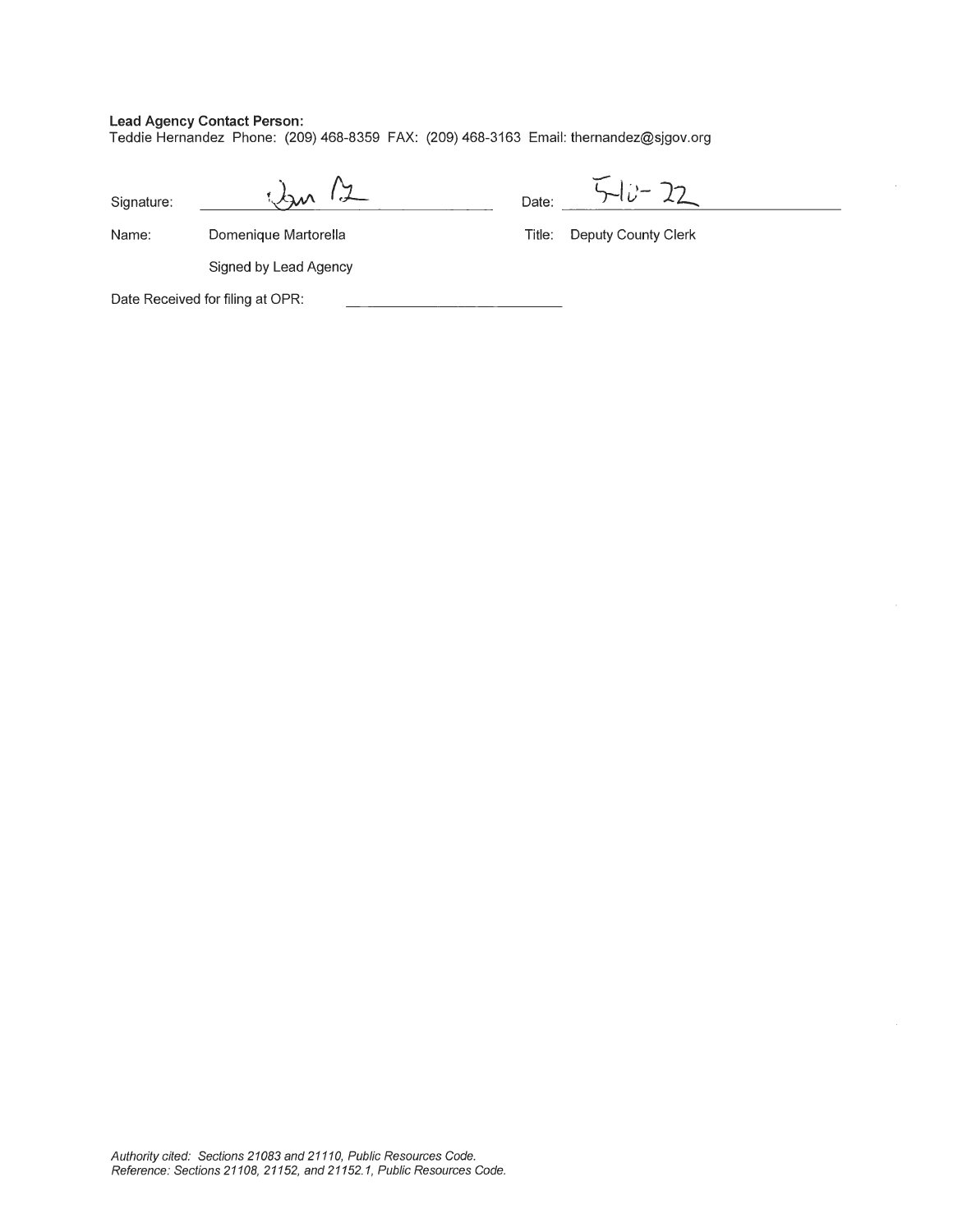**Lead Agency Contact Person:**
Teddie Hernandez Phone: (209) 468-8359 FAX: (209) 468-3163 Email: thernandez@sjgov.org

Signature: _______________ Date: 5-10-22

Name: Domenique Martorella Title: Deputy County Clerk

Signed by Lead Agency

Date Received for filing at OPR: _______________

*Authority cited: Sections 21083 and 21110, Public Resources Code.*
*Reference: Sections 21108, 21152, and 21152.1, Public Resources Code.*